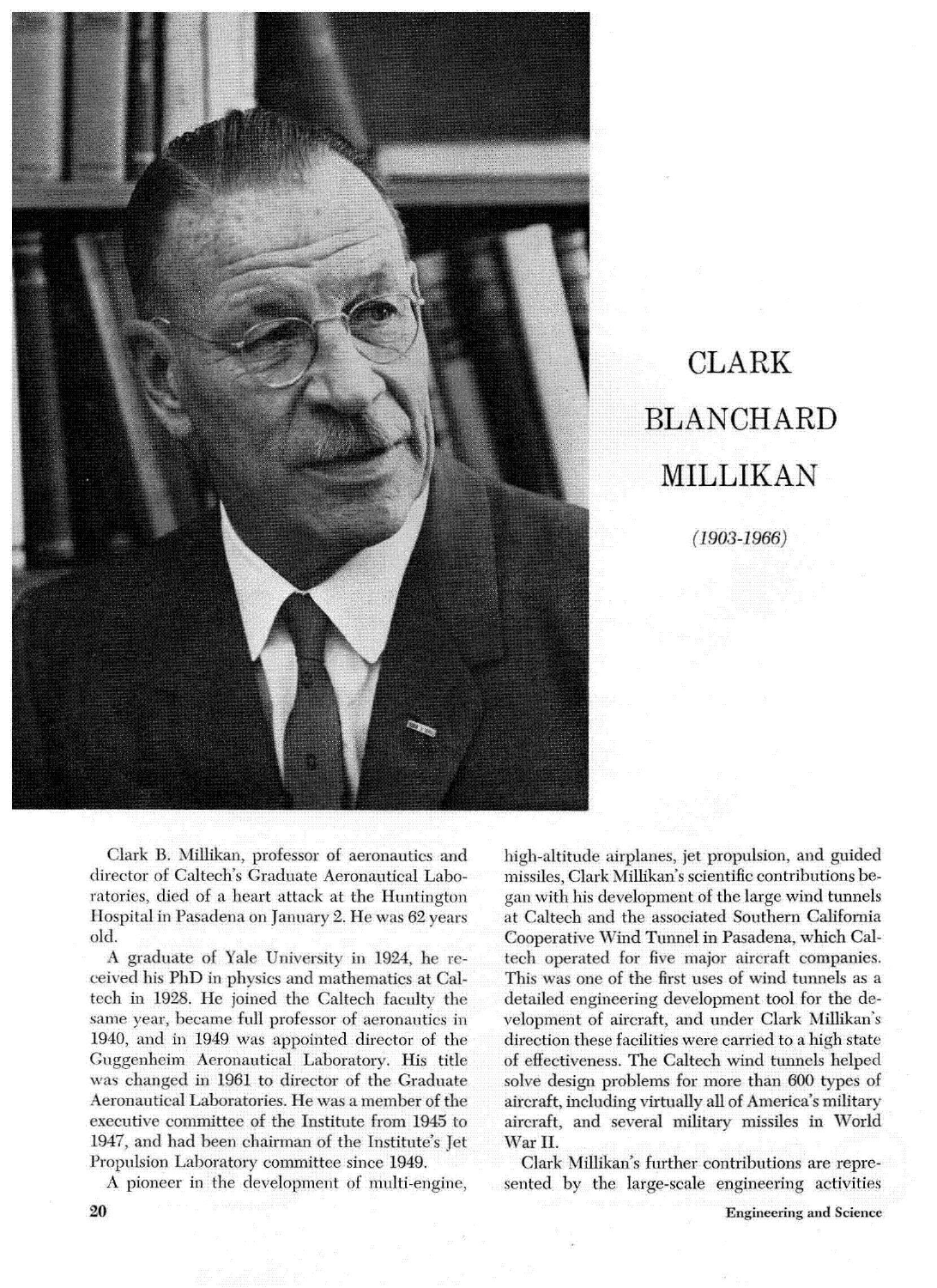# CLARK BLANCHARD MILLIKAN

*(1903-1966)*

Clark B. Millikan, professor of aeronautics and director of Caltech's Graduate Aeronautical Laboratories, died of a heart attack at the Huntington Hospital in Pasadena on January 2. He was 62 years old.

A graduate of Yale University in 1924, he received his PhD in physics and mathematics at Caltech in 1928. He joined the Caltech faculty the same year, became full professor of aeronautics in 1940, and in 1949 was appointed director of the Guggenheim Aeronautical Laboratory. His title was changed in 1961 to director of the Graduate Aeronautical Laboratories. He was a member of the executive committee of the Institute from 1945 to 1947, and had been chairman of the Institute's Jet Propulsion Laboratory committee since 1949.

A pioneer in the development of multi-engine, high-altitude airplanes, jet propulsion, and guided missiles, Clark Millikan's scientific contributions began with his development of the large wind tunnels at Caltech and the associated Southern California Cooperative Wind Tunnel in Pasadena, which Caltech operated for five major aircraft companies. This was one of the first uses of wind tunnels as a detailed engineering development tool for the development of aircraft, and under Clark Millikan's direction these facilities were carried to a high state of effectiveness. The Caltech wind tunnels helped solve design problems for more than 600 types of aircraft, including virtually all of America's military aircraft, and several military missiles in World War II.

Clark Millikan's further contributions are represented by the large-scale engineering activities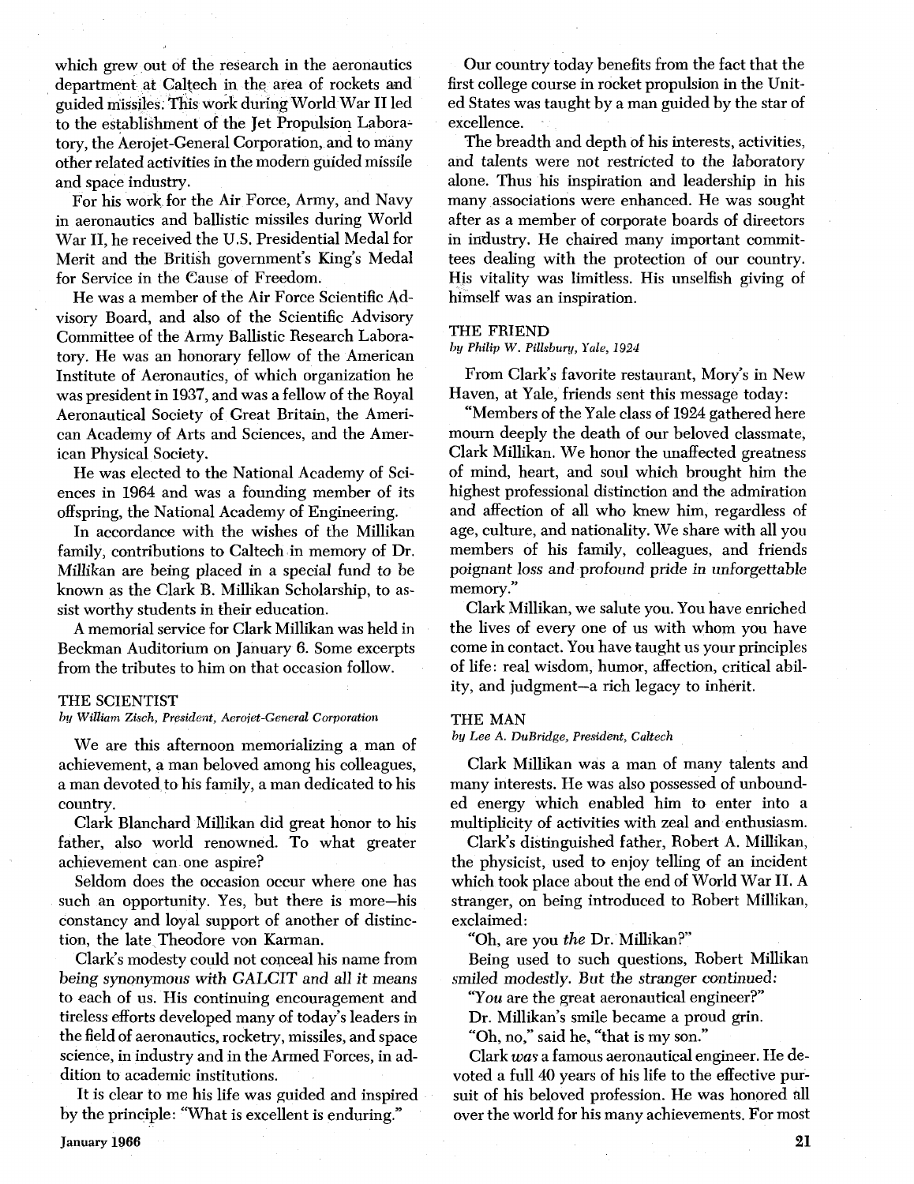which grew out of the research in the aeronautics department at Caltech in the area of rockets and guided missiles. This work during World War II led to the establishment of the Jet Propulsion Laboratory, the Aerojet-General Corporation, and to many other related activities in the modern guided missile and space industry.

For his work for the Air Force, Army, and Navy in aeronautics and ballistic missiles during World War II, he received the U.S. Presidential Medal for Merit and the British government's King's Medal for Service in the Cause of Freedom.

He was a member of the Air Force Scientific Advisory Board, and also of the Scientific Advisory Committee of the Army Ballistic Research Laboratory. He was an honorary fellow of the American Institute of Aeronautics, of which organization he was president in 1937, and was a fellow of the Royal Aeronautical Society of Great Britain, the American Academy of Arts and Sciences, and the American Physical Society.

He was elected to the National Academy of Sciences in 1964 and was a founding member of its offspring, the National Academy of Engineering.

In accordance with the wishes of the Millikan family, contributions to Caltech in memory of Dr. Millikan are being placed in a special fund to be known as the Clark B. Millikan Scholarship, to assist worthy students in their education.

A memorial service for Clark Millikan was held in Beckman Auditorium on January 6. Some excerpts from the tributes to him on that occasion follow.

### THE SCIENTIST

*by William Zisch, President, Aerojet-General Corporation*

We are this afternoon memorializing a man of achievement, a man beloved among his colleagues, a man devoted to his family, a man dedicated to his country.

Clark Blanchard Millikan did great honor to his father, also world renowned. To what greater achievement can one aspire?

Seldom does the occasion occur where one has such an opportunity. Yes, but there is more—his constancy and loyal support of another of distinction, the late Theodore von Karman.

Clark's modesty could not conceal his name from being synonymous with GALCIT and all it means to each of us. His continuing encouragement and tireless efforts developed many of today's leaders in the field of aeronautics, rocketry, missiles, and space science, in industry and in the Armed Forces, in addition to academic institutions.

It is clear to me his life was guided and inspired by the principle: "What is excellent is enduring."

Our country today benefits from the fact that the first college course in rocket propulsion in the United States was taught by a man guided by the star of excellence.

The breadth and depth of his interests, activities, and talents were not restricted to the laboratory alone. Thus his inspiration and leadership in his many associations were enhanced. He was sought after as a member of corporate boards of directors in industry. He chaired many important committees dealing with the protection of our country. His vitality was limitless. His unselfish giving of himself was an inspiration.

### THE FRIEND

*by Philip W. Pillsbury, Yale, 1924*

From Clark's favorite restaurant, Mory's in New Haven, at Yale, friends sent this message today:

"Members of the Yale class of 1924 gathered here mourn deeply the death of our beloved classmate, Clark Millikan. We honor the unaffected greatness of mind, heart, and soul which brought him the highest professional distinction and the admiration and affection of all who knew him, regardless of age, culture, and nationality. We share with all you members of his family, colleagues, and friends poignant loss and profound pride in unforgettable memory."

Clark Millikan, we salute you. You have enriched the lives of every one of us with whom you have come in contact. You have taught us your principles of life: real wisdom, humor, affection, critical ability, and judgment—a rich legacy to inherit.

### THE MAN

*by Lee A. DuBridge, President, Caltech*

Clark Millikan was a man of many talents and many interests. He was also possessed of unbounded energy which enabled him to enter into a multiplicity of activities with zeal and enthusiasm.

Clark's distinguished father, Robert A. Millikan, the physicist, used to enjoy telling of an incident which took place about the end of World War II. A stranger, on being introduced to Robert Millikan, exclaimed:

"Oh, are you *the* Dr. Millikan?"

Being used to such questions, Robert Millikan smiled modestly. But the stranger continued:

"*You* are the great aeronautical engineer?"

Dr. Millikan's smile became a proud grin.

"Oh, no," said he, "that is my son."

Clark *was* a famous aeronautical engineer. He devoted a full 40 years of his life to the effective pursuit of his beloved profession. He was honored all over the world for his many achievements. For most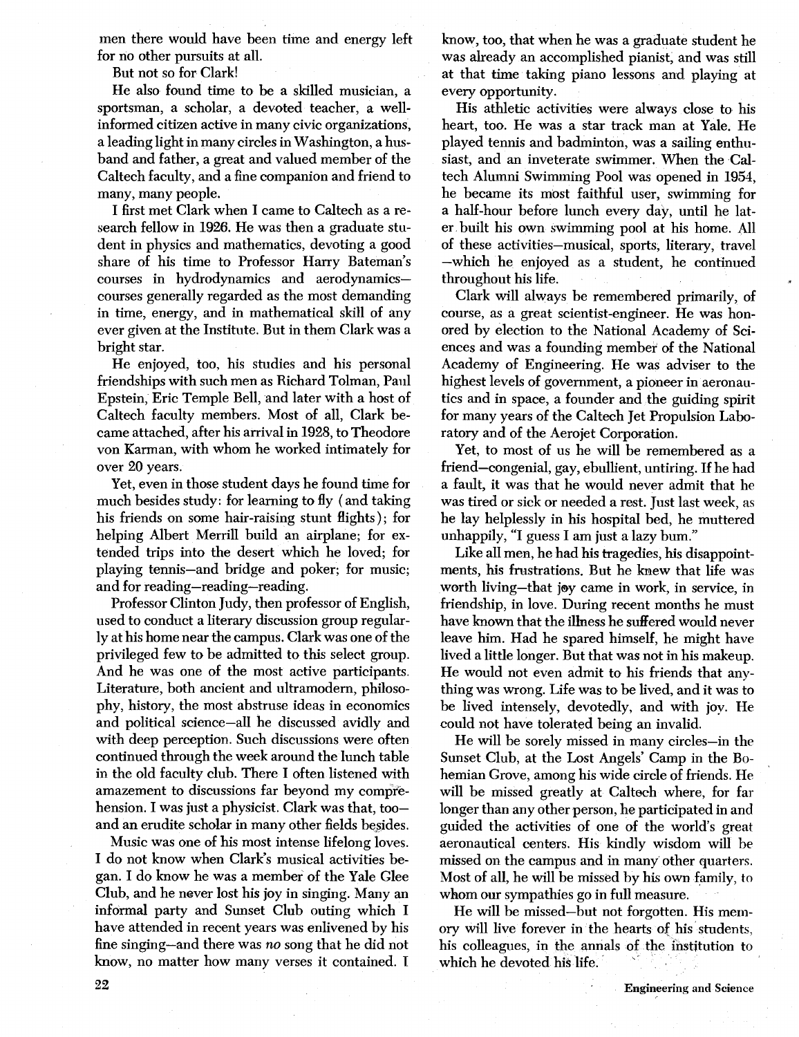men there would have been time and energy left for no other pursuits at all.

But not so for Clark!

He also found time to be a skilled musician, a sportsman, a scholar, a devoted teacher, a well-informed citizen active in many civic organizations, a leading light in many circles in Washington, a husband and father, a great and valued member of the Caltech faculty, and a fine companion and friend to many, many people.

I first met Clark when I came to Caltech as a research fellow in 1926. He was then a graduate student in physics and mathematics, devoting a good share of his time to Professor Harry Bateman's courses in hydrodynamics and aerodynamics—courses generally regarded as the most demanding in time, energy, and in mathematical skill of any ever given at the Institute. But in them Clark was a bright star.

He enjoyed, too, his studies and his personal friendships with such men as Richard Tolman, Paul Epstein, Eric Temple Bell, and later with a host of Caltech faculty members. Most of all, Clark became attached, after his arrival in 1928, to Theodore von Karman, with whom he worked intimately for over 20 years.

Yet, even in those student days he found time for much besides study: for learning to fly (and taking his friends on some hair-raising stunt flights); for helping Albert Merrill build an airplane; for extended trips into the desert which he loved; for playing tennis—and bridge and poker; for music; and for reading—reading—reading.

Professor Clinton Judy, then professor of English, used to conduct a literary discussion group regularly at his home near the campus. Clark was one of the privileged few to be admitted to this select group. And he was one of the most active participants. Literature, both ancient and ultramodern, philosophy, history, the most abstruse ideas in economics and political science—all he discussed avidly and with deep perception. Such discussions were often continued through the week around the lunch table in the old faculty club. There I often listened with amazement to discussions far beyond my comprehension. I was just a physicist. Clark was that, too—and an erudite scholar in many other fields besides.

Music was one of his most intense lifelong loves. I do not know when Clark's musical activities began. I do know he was a member of the Yale Glee Club, and he never lost his joy in singing. Many an informal party and Sunset Club outing which I have attended in recent years was enlivened by his fine singing—and there was *no* song that he did not know, no matter how many verses it contained. I know, too, that when he was a graduate student he was already an accomplished pianist, and was still at that time taking piano lessons and playing at every opportunity.

His athletic activities were always close to his heart, too. He was a star track man at Yale. He played tennis and badminton, was a sailing enthusiast, and an inveterate swimmer. When the Caltech Alumni Swimming Pool was opened in 1954, he became its most faithful user, swimming for a half-hour before lunch every day, until he later built his own swimming pool at his home. All of these activities—musical, sports, literary, travel—which he enjoyed as a student, he continued throughout his life.

Clark will always be remembered primarily, of course, as a great scientist-engineer. He was honored by election to the National Academy of Sciences and was a founding member of the National Academy of Engineering. He was adviser to the highest levels of government, a pioneer in aeronautics and in space, a founder and the guiding spirit for many years of the Caltech Jet Propulsion Laboratory and of the Aerojet Corporation.

Yet, to most of us he will be remembered as a friend—congenial, gay, ebullient, untiring. If he had a fault, it was that he would never admit that he was tired or sick or needed a rest. Just last week, as he lay helplessly in his hospital bed, he muttered unhappily, "I guess I am just a lazy bum."

Like all men, he had his tragedies, his disappointments, his frustrations. But he knew that life was worth living—that joy came in work, in service, in friendship, in love. During recent months he must have known that the illness he suffered would never leave him. Had he spared himself, he might have lived a little longer. But that was not in his makeup. He would not even admit to his friends that anything was wrong. Life was to be lived, and it was to be lived intensely, devotedly, and with joy. He could not have tolerated being an invalid.

He will be sorely missed in many circles—in the Sunset Club, at the Lost Angels' Camp in the Bohemian Grove, among his wide circle of friends. He will be missed greatly at Caltech where, for far longer than any other person, he participated in and guided the activities of one of the world's great aeronautical centers. His kindly wisdom will be missed on the campus and in many other quarters. Most of all, he will be missed by his own family, to whom our sympathies go in full measure.

He will be missed—but not forgotten. His memory will live forever in the hearts of his students, his colleagues, in the annals of the institution to which he devoted his life.